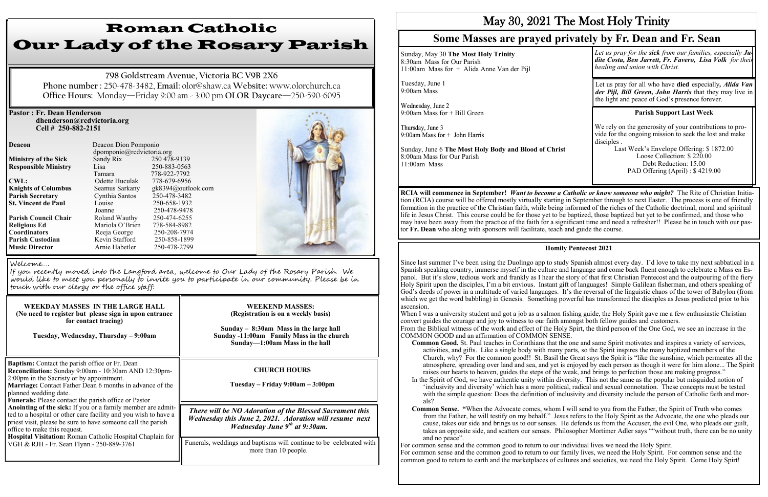# Roman Catholic
# Our Lady of the Rosary Parish

**798 Goldstream Avenue, Victoria BC V9B 2X6**
**Phone number** : 250-478-3482, **Email:** olor@shaw.ca **Website:** www.olorchurch.ca
**Office Hours:** Monday—Friday 9:00 am - 3:00 pm **OLOR Daycare**—250-590-6095

**Pastor : Fr. Dean Henderson**
**dhenderson@rcdvictoria.org**
**Cell # 250-882-2151**

| | | |
|---|---|---|
| **Deacon** | Deacon Dion Pomponio dpomponio@rcdvictoria.org | |
| **Ministry of the Sick** | Sandy Rix | 250 478-9139 |
| **Responsible Ministry** | Lisa | 250-883-0563 |
| | Tamara | 778-922-7792 |
| **CWL:** | Odette Huculak | 778-679-6956 |
| **Knights of Columbus** | Seamus Sarkany | gk8394@outlook.com |
| **Parish Secretary** | Cynthia Santos | 250-478-3482 |
| **St. Vincent de Paul** | Louise | 250-658-1932 |
| | Joanne | 250-478-9478 |
| **Parish Council Chair** | Roland Wauthy | 250-474-6255 |
| **Religious Ed Coordinators** | Mariola O'Brien | 778-584-8982 |
| | Reeja George | 250-208-7974 |
| **Parish Custodian** | Kevin Stafford | 250-858-1899 |
| **Music Director** | Arnie Habetler | 250-478-2799 |

Welcome....
If you recently moved into the Langford area, welcome to Our Lady of the Rosary Parish. We would like to meet you personally to invite you to participate in our community. Please be in touch with our clergy or the office staff.

**WEEKDAY MASSES IN THE LARGE HALL**
**(No need to register but please sign in upon entrance for contact tracing)**

**Tuesday, Wednesday, Thursday – 9:00am**

**WEEKEND MASSES:**
**(Registration is on a weekly basis)**

**Sunday – 8:30am Mass in the large hall**
**Sunday -11:00am Family Mass in the church**
**Sunday—1:00am Mass in the hall**

**Baptism:** Contact the parish office or Fr. Dean
**Reconciliation:** Sunday 9:00am - 10:30am AND 12:30pm-2:00pm in the Sacristy or by appointment.
**Marriage:** Contact Father Dean 6 months in advance of the planned wedding date.
**Funerals:** Please contact the parish office or Pastor
**Anointing of the sick:** If you or a family member are admitted to a hospital or other care facility and you wish to have a priest visit, please be sure to have someone call the parish office to make this request.
**Hospital Visitation:** Roman Catholic Hospital Chaplain for VGH & RJH - Fr. Sean Flynn - 250-889-3761

**CHURCH HOURS**

**Tuesday – Friday 9:00am – 3:00pm**

***There will be NO Adoration of the Blessed Sacrament this Wednesday this June 2, 2021. Adoration will resume next Wednesday June 9th at 9:30am.***

Funerals, weddings and baptisms will continue to be celebrated with more than 10 people.

# May 30, 2021 The Most Holy Trinity

## Some Masses are prayed privately by Fr. Dean and Fr. Sean

Sunday, May 30 **The Most Holy Trinity**
8:30am Mass for Our Parish
11:00am Mass for + Alida Anne Van der Pijl

Tuesday, June 1
9:00am Mass

Wednesday, June 2
9:00am Mass for + Bill Green

Thursday, June 3
9:00am Mass for + John Harris

Sunday, June 6 **The Most Holy Body and Blood of Christ**
8:00am Mass for Our Parish
11:00am Mass

*Let us pray for the **sick** from our families, especially **Judite Costa, Ben Jarrett, Fr. Favero, Lisa Volk** for their healing and union with Christ.*

Let us pray for all who have **died** especially*, **Alida Van der Pijl, Bill Green, John Harris** that they may live in the light and peace of God's presence forever.*

**Parish Support Last Week**

We rely on the generosity of your contributions to provide for the ongoing mission to seek the lost and make disciples .

Last Week's Envelope Offering: $ 1872.00
Loose Collection: $ 220.00
Debt Reduction: 15.00
PAD Offering (April) : $ 4219.00

**RCIA will commence in September!** *Want to become a Catholic or know someone who might?* The Rite of Christian Initiation (RCIA) course will be offered mostly virtually starting in September through to next Easter. The process is one of friendly formation in the practice of the Christian faith, while being informed of the riches of the Catholic doctrinal, moral and spiritual life in Jesus Christ. This course could be for those yet to be baptized, those baptized but yet to be confirmed, and those who may have been away from the practice of the faith for a significant time and need a refresher!! Please be in touch with our pastor **Fr. Dean** who along with sponsors will facilitate, teach and guide the course.

### Homily Pentecost 2021

Since last summer I've been using the Duolingo app to study Spanish almost every day. I'd love to take my next sabbatical in a Spanish speaking country, immerse myself in the culture and language and come back fluent enough to celebrate a Mass en Espanol. But it's slow, tedious work and frankly as I hear the story of that first Christian Pentecost and the outpouring of the fiery Holy Spirit upon the disciples, I'm a bit envious. Instant gift of languages! Simple Galilean fisherman, and others speaking of God's deeds of power in a multitude of varied languages. It's the reversal of the linguistic chaos of the tower of Babylon (from which we get the word babbling) in Genesis. Something powerful has transformed the disciples as Jesus predicted prior to his ascension.

When I was a university student and got a job as a salmon fishing guide, the Holy Spirit gave me a few enthusiastic Christian convert guides the courage and joy to witness to our faith amongst both fellow guides and customers.

From the Biblical witness of the work and effect of the Holy Spirt, the third person of the One God, we see an increase in the COMMON GOOD and an affirmation of COMMON SENSE.

**Common Good.** St. Paul teaches in Corinthians that the one and same Spirit motivates and inspires a variety of services, activities, and gifts. Like a single body with many parts, so the Spirit inspires the many baptized members of the Church; why? For the common good!! St. Basil the Great says the Spirit is "like the sunshine, which permeates all the atmosphere, spreading over land and sea, and yet is enjoyed by each person as though it were for him alone... The Spirit raises our hearts to heaven, guides the steps of the weak, and brings to perfection those are making progress."

In the Spirit of God, we have authentic unity within diversity. This not the same as the popular but misguided notion of 'inclusivity and diversity' which has a more political, radical and sexual connotation. These concepts must be tested with the simple question: Does the definition of inclusivity and diversity include the person of Catholic faith and morals?

**Common Sense. "**When the Advocate comes, whom I will send to you from the Father, the Spirit of Truth who comes from the Father, he will testify on my behalf." Jesus refers to the Holy Spirit as the Advocate, the one who pleads our cause, takes our side and brings us to our senses. He defends us from the Accuser, the evil One, who pleads our guilt, takes an opposite side, and scatters our senses. Philosopher Mortimer Adler says ""without truth, there can be no unity and no peace".

For common sense and the common good to return to our individual lives we need the Holy Spirit.
For common sense and the common good to return to our family lives, we need the Holy Spirit. For common sense and the common good to return to earth and the marketplaces of cultures and societies, we need the Holy Spirit. Come Holy Spirit!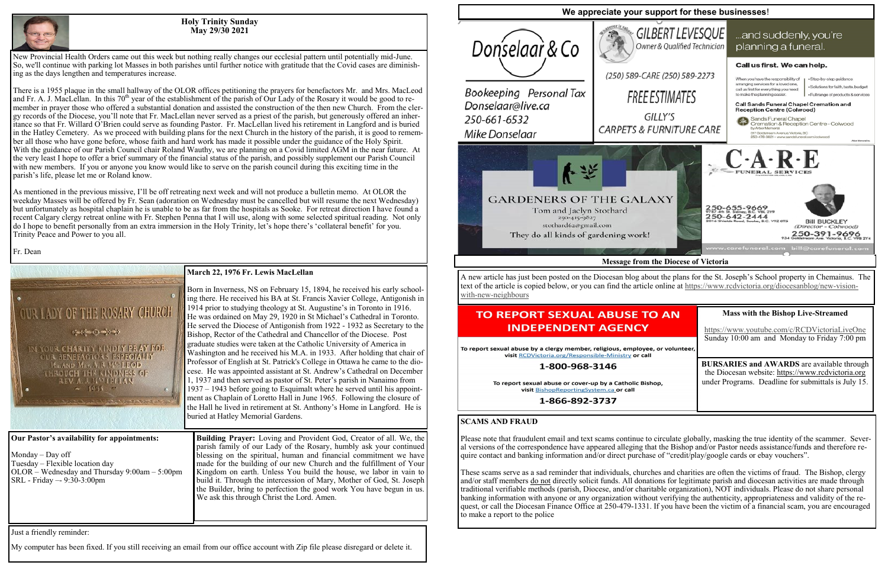## Holy Trinity Sunday
## May 29/30 2021

New Provincial Health Orders came out this week but nothing really changes our ecclesial pattern until potentially mid-June. So, we'll continue with parking lot Masses in both parishes until further notice with gratitude that the Covid cases are diminishing as the days lengthen and temperatures increase.

There is a 1955 plaque in the small hallway of the OLOR offices petitioning the prayers for benefactors Mr. and Mrs. MacLeod and Fr. A. J. MacLellan. In this 70th year of the establishment of the parish of Our Lady of the Rosary it would be good to remember in prayer those who offered a substantial donation and assisted the construction of the then new Church. From the clergy records of the Diocese, you'll note that Fr. MacLellan never served as a priest of the parish, but generously offered an inheritance so that Fr. Willard O'Brien could serve as founding Pastor. Fr. MacLellan lived his retirement in Langford and is buried in the Hatley Cemetery. As we proceed with building plans for the next Church in the history of the parish, it is good to remember all those who have gone before, whose faith and hard work has made it possible under the guidance of the Holy Spirit. With the guidance of our Parish Council chair Roland Wauthy, we are planning on a Covid limited AGM in the near future. At the very least I hope to offer a brief summary of the financial status of the parish, and possibly supplement our Parish Council with new members. If you or anyone you know would like to serve on the parish council during this exciting time in the parish's life, please let me or Roland know.

As mentioned in the previous missive, I'll be off retreating next week and will not produce a bulletin memo. At OLOR the weekday Masses will be offered by Fr. Sean (adoration on Wednesday must be cancelled but will resume the next Wednesday) but unfortunately as hospital chaplain he is unable to be as far from the hospitals as Sooke. For retreat direction I have found a recent Calgary clergy retreat online with Fr. Stephen Penna that I will use, along with some selected spiritual reading. Not only do I hope to benefit personally from an extra immersion in the Holy Trinity, let's hope there's 'collateral benefit' for you. Trinity Peace and Power to you all.

Fr. Dean

OUR LADY OF THE ROSARY CHURCH
IN YOUR CHARITY KINDLY PRAY FOR OUR BENEFACTORS ESPECIALLY MR. AND MRS. A. R. MACLEOD THROUGH THE KINDNESS OF REV. A. J. MACLELLAN ~ 1955 ~

### March 22, 1976 Fr. Lewis MacLellan

Born in Inverness, NS on February 15, 1894, he received his early schooling there. He received his BA at St. Francis Xavier College, Antigonish in 1914 prior to studying theology at St. Augustine's in Toronto in 1916. He was ordained on May 29, 1920 in St Michael's Cathedral in Toronto. He served the Diocese of Antigonish from 1922 - 1932 as Secretary to the Bishop, Rector of the Cathedral and Chancellor of the Diocese. Post graduate studies were taken at the Catholic University of America in Washington and he received his M.A. in 1933. After holding that chair of Professor of English at St. Patrick's College in Ottawa he came to the diocese. He was appointed assistant at St. Andrew's Cathedral on December 1, 1937 and then served as pastor of St. Peter's parish in Nanaimo from 1937 – 1943 before going to Esquimalt where he served until his appointment as Chaplain of Loretto Hall in June 1965. Following the closure of the Hall he lived in retirement at St. Anthony's Home in Langford. He is buried at Hatley Memorial Gardens.

**Our Pastor's availability for appointments:**

Monday – Day off
Tuesday – Flexible location day
OLOR – Wednesday and Thursday 9:00am – 5:00pm
SRL - Friday – 9:30-3:00pm

**Building Prayer:** Loving and Provident God, Creator of all. We, the parish family of our Lady of the Rosary, humbly ask your continued blessing on the spiritual, human and financial commitment we have made for the building of our new Church and the fulfillment of Your Kingdom on earth. Unless You build the house, we labor in vain to build it. Through the intercession of Mary, Mother of God, St. Joseph the Builder, bring to perfection the good work You have begun in us. We ask this through Christ the Lord. Amen.

Just a friendly reminder:

My computer has been fixed. If you still receiving an email from our office account with Zip file please disregard or delete it.

## We appreciate your support for these businesses!

Donselaar & Co
Bookeeping Personal Tax
Donselaar@live.ca
250-661-6532
Mike Donselaar

GILBERT LEVESQUE
Owner & Qualified Technician
(250) 589-CARE (250) 589-2273
FREE ESTIMATES
GILLY'S CARPETS & FURNITURE CARE

...and suddenly, you're planning a funeral.
Call us first. We can help.
When you have the responsibility of arranging services for a loved one, call us first for everything you need to make the planning easier.
- Step-by-step guidance
- Solutions for faith, taste, budget
- Full range of products & services
Call Sands Funeral Chapel Cremation and Reception Centre (Colwood)
Sands Funeral Chapel Cremation & Reception Centre - Colwood
by Arbor Memorial
317 Goldstream Avenue, Victoria, BC
250-478-3821 · www.sandsfuneral.com/colwood

GARDENERS OF THE GALAXY
Tom and Jaclyn Stothard
250-415-9827
stothard62@gmail.com
They do all kinds of gardening work!

C-A-R-E FUNERAL SERVICES
250-655-9669
9787 4th St. Sidney, B.C. V8L 2Y9
250-642-2444
2014 Shields Road, Sooke, B.C. V9Z 0T8
Bill BUCKLEY (Director - Colwood)
250-391-9696
934 Goldstream Ave. Victoria, B.C. V9B 2Y4
www.carefuneral.com bill@carefuneral.com

### Message from the Diocese of Victoria

A new article has just been posted on the Diocesan blog about the plans for the St. Joseph's School property in Chemainus. The text of the article is copied below, or you can find the article online at https://www.rcdvictoria.org/diocesanblog/new-vision-with-new-neighbours

## TO REPORT SEXUAL ABUSE TO AN INDEPENDENT AGENCY

**To report sexual abuse by a clergy member, religious, employee, or volunteer, visit RCDVictoria.org/Responsible-Ministry or call**

**1-800-968-3146**

**To report sexual abuse or cover-up by a Catholic Bishop, visit BishopReportingSystem.ca or call**

**1-866-892-3737**

**Mass with the Bishop Live-Streamed**

https://www.youtube.com/c/RCDVictoriaLiveOne
Sunday 10:00 am and Monday to Friday 7:00 pm

**BURSARIES and AWARDS** are available through the Diocesan website: https://www.rcdvictoria.org under Programs. Deadline for submittals is July 15.

### SCAMS AND FRAUD

Please note that fraudulent email and text scams continue to circulate globally, masking the true identity of the scammer. Several versions of the correspondence have appeared alleging that the Bishop and/or Pastor needs assistance/funds and therefore require contact and banking information and/or direct purchase of "credit/play/google cards or ebay vouchers".

These scams serve as a sad reminder that individuals, churches and charities are often the victims of fraud. The Bishop, clergy and/or staff members do not directly solicit funds. All donations for legitimate parish and diocesan activities are made through traditional verifiable methods (parish, Diocese, and/or charitable organization), NOT individuals. Please do not share personal banking information with anyone or any organization without verifying the authenticity, appropriateness and validity of the request, or call the Diocesan Finance Office at 250-479-1331. If you have been the victim of a financial scam, you are encouraged to make a report to the police